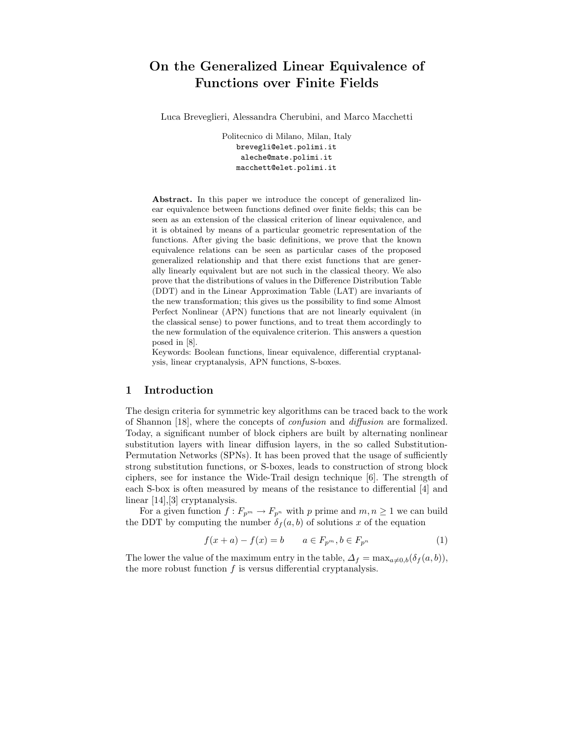# On the Generalized Linear Equivalence of Functions over Finite Fields

Luca Breveglieri, Alessandra Cherubini, and Marco Macchetti

Politecnico di Milano, Milan, Italy
brevegli@elet.polimi.it
aleche@mate.polimi.it
macchett@elet.polimi.it

**Abstract.** In this paper we introduce the concept of generalized linear equivalence between functions defined over finite fields; this can be seen as an extension of the classical criterion of linear equivalence, and it is obtained by means of a particular geometric representation of the functions. After giving the basic definitions, we prove that the known equivalence relations can be seen as particular cases of the proposed generalized relationship and that there exist functions that are generally linearly equivalent but are not such in the classical theory. We also prove that the distributions of values in the Difference Distribution Table (DDT) and in the Linear Approximation Table (LAT) are invariants of the new transformation; this gives us the possibility to find some Almost Perfect Nonlinear (APN) functions that are not linearly equivalent (in the classical sense) to power functions, and to treat them accordingly to the new formulation of the equivalence criterion. This answers a question posed in [8].
Keywords: Boolean functions, linear equivalence, differential cryptanalysis, linear cryptanalysis, APN functions, S-boxes.

## 1 Introduction

The design criteria for symmetric key algorithms can be traced back to the work of Shannon [18], where the concepts of *confusion* and *diffusion* are formalized. Today, a significant number of block ciphers are built by alternating nonlinear substitution layers with linear diffusion layers, in the so called Substitution-Permutation Networks (SPNs). It has been proved that the usage of sufficiently strong substitution functions, or S-boxes, leads to construction of strong block ciphers, see for instance the Wide-Trail design technique [6]. The strength of each S-box is often measured by means of the resistance to differential [4] and linear [14],[3] cryptanalysis.

For a given function $f : F_{p^m} \rightarrow F_{p^n}$ with $p$ prime and $m, n \geq 1$ we can build the DDT by computing the number $\delta_f(a, b)$ of solutions $x$ of the equation

$$f(x + a) - f(x) = b \qquad a \in F_{p^m}, b \in F_{p^n} \tag{1}$$

The lower the value of the maximum entry in the table, $\Delta_f = \max_{a \neq 0, b}(\delta_f(a, b))$, the more robust function $f$ is versus differential cryptanalysis.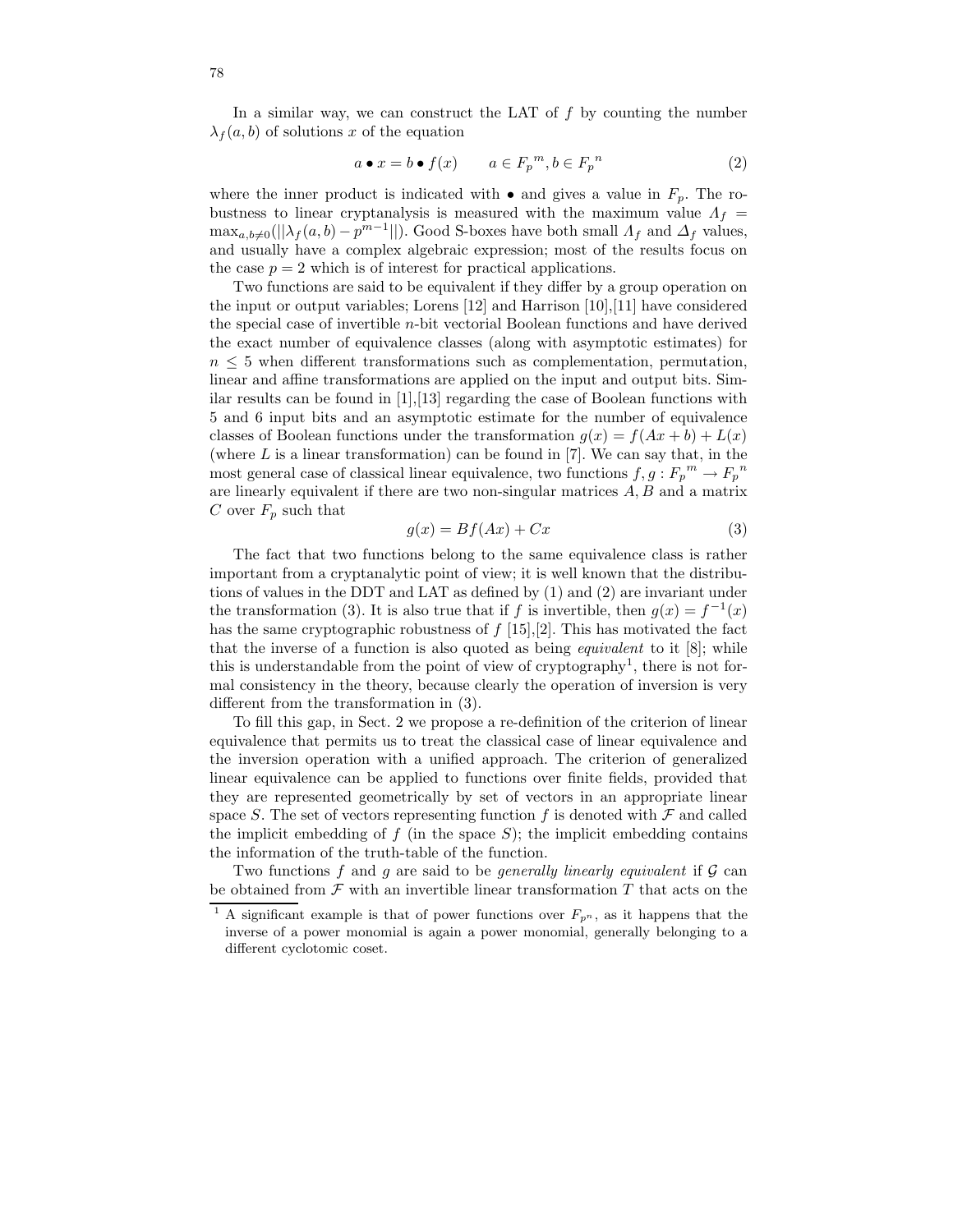In a similar way, we can construct the LAT of $f$ by counting the number $\lambda_f(a, b)$ of solutions $x$ of the equation

$$a \bullet x = b \bullet f(x) \qquad a \in {F_p}^m, b \in {F_p}^n \tag{2}$$

where the inner product is indicated with $\bullet$ and gives a value in $F_p$. The robustness to linear cryptanalysis is measured with the maximum value $\Lambda_f = \max_{a,b\neq 0}(||\lambda_f(a, b) - p^{m-1}||)$. Good S-boxes have both small $\Lambda_f$ and $\Delta_f$ values, and usually have a complex algebraic expression; most of the results focus on the case $p = 2$ which is of interest for practical applications.

Two functions are said to be equivalent if they differ by a group operation on the input or output variables; Lorens [12] and Harrison [10],[11] have considered the special case of invertible $n$-bit vectorial Boolean functions and have derived the exact number of equivalence classes (along with asymptotic estimates) for $n \leq 5$ when different transformations such as complementation, permutation, linear and affine transformations are applied on the input and output bits. Similar results can be found in [1],[13] regarding the case of Boolean functions with 5 and 6 input bits and an asymptotic estimate for the number of equivalence classes of Boolean functions under the transformation $g(x) = f(Ax + b) + L(x)$ (where $L$ is a linear transformation) can be found in [7]. We can say that, in the most general case of classical linear equivalence, two functions $f, g : {F_p}^m \to {F_p}^n$ are linearly equivalent if there are two non-singular matrices $A, B$ and a matrix $C$ over $F_p$ such that

$$g(x) = Bf(Ax) + Cx \tag{3}$$

The fact that two functions belong to the same equivalence class is rather important from a cryptanalytic point of view; it is well known that the distributions of values in the DDT and LAT as defined by (1) and (2) are invariant under the transformation (3). It is also true that if $f$ is invertible, then $g(x) = f^{-1}(x)$ has the same cryptographic robustness of $f$ [15],[2]. This has motivated the fact that the inverse of a function is also quoted as being *equivalent* to it [8]; while this is understandable from the point of view of cryptography[1], there is not formal consistency in the theory, because clearly the operation of inversion is very different from the transformation in (3).

To fill this gap, in Sect. 2 we propose a re-definition of the criterion of linear equivalence that permits us to treat the classical case of linear equivalence and the inversion operation with a unified approach. The criterion of generalized linear equivalence can be applied to functions over finite fields, provided that they are represented geometrically by set of vectors in an appropriate linear space $S$. The set of vectors representing function $f$ is denoted with $\mathcal{F}$ and called the implicit embedding of $f$ (in the space $S$); the implicit embedding contains the information of the truth-table of the function.

Two functions $f$ and $g$ are said to be *generally linearly equivalent* if $\mathcal{G}$ can be obtained from $\mathcal{F}$ with an invertible linear transformation $T$ that acts on the

---

[1] A significant example is that of power functions over $F_{p^n}$, as it happens that the inverse of a power monomial is again a power monomial, generally belonging to a different cyclotomic coset.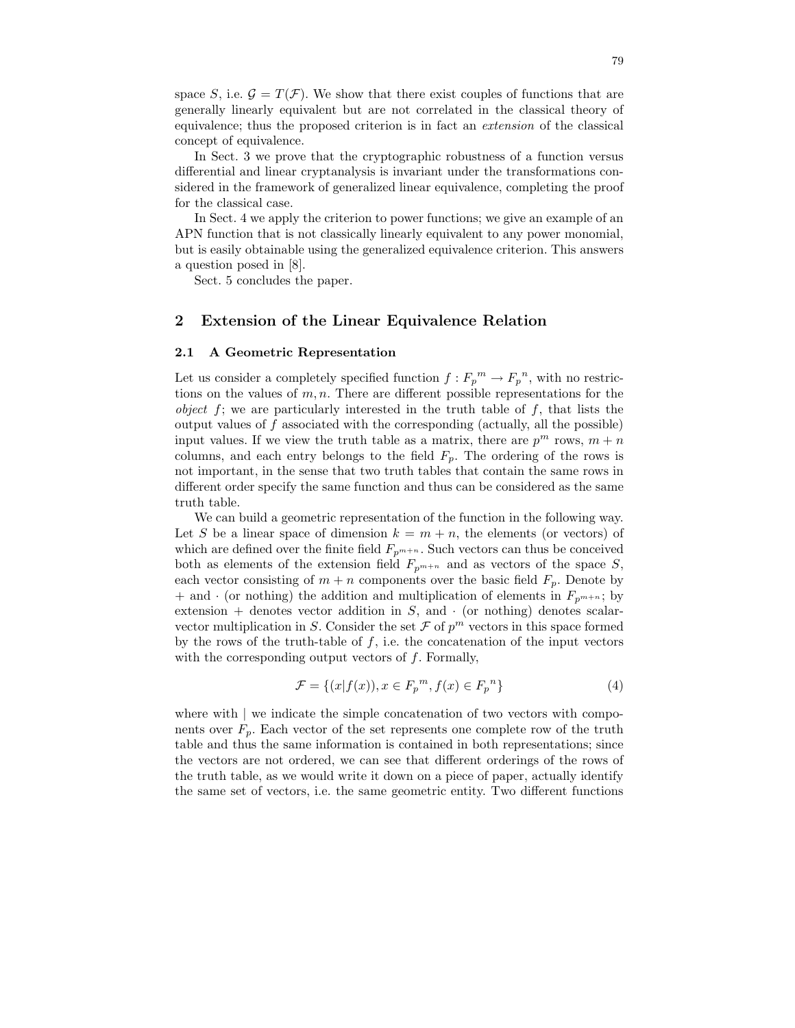space $S$, i.e. $\mathcal{G} = T(\mathcal{F})$. We show that there exist couples of functions that are generally linearly equivalent but are not correlated in the classical theory of equivalence; thus the proposed criterion is in fact an *extension* of the classical concept of equivalence.

In Sect. 3 we prove that the cryptographic robustness of a function versus differential and linear cryptanalysis is invariant under the transformations considered in the framework of generalized linear equivalence, completing the proof for the classical case.

In Sect. 4 we apply the criterion to power functions; we give an example of an APN function that is not classically linearly equivalent to any power monomial, but is easily obtainable using the generalized equivalence criterion. This answers a question posed in [8].

Sect. 5 concludes the paper.

## 2 Extension of the Linear Equivalence Relation

### 2.1 A Geometric Representation

Let us consider a completely specified function $f : {F_p}^m \to {F_p}^n$, with no restrictions on the values of $m, n$. There are different possible representations for the *object* $f$; we are particularly interested in the truth table of $f$, that lists the output values of $f$ associated with the corresponding (actually, all the possible) input values. If we view the truth table as a matrix, there are $p^m$ rows, $m+n$ columns, and each entry belongs to the field $F_p$. The ordering of the rows is not important, in the sense that two truth tables that contain the same rows in different order specify the same function and thus can be considered as the same truth table.

We can build a geometric representation of the function in the following way. Let $S$ be a linear space of dimension $k = m + n$, the elements (or vectors) of which are defined over the finite field $F_{p^{m+n}}$. Such vectors can thus be conceived both as elements of the extension field $F_{p^{m+n}}$ and as vectors of the space $S$, each vector consisting of $m+n$ components over the basic field $F_p$. Denote by $+$ and $\cdot$ (or nothing) the addition and multiplication of elements in $F_{p^{m+n}}$; by extension $+$ denotes vector addition in $S$, and $\cdot$ (or nothing) denotes scalar-vector multiplication in $S$. Consider the set $\mathcal{F}$ of $p^m$ vectors in this space formed by the rows of the truth-table of $f$, i.e. the concatenation of the input vectors with the corresponding output vectors of $f$. Formally,

$$\mathcal{F} = \{(x|f(x)), x \in {F_p}^m, f(x) \in {F_p}^n\} \tag{4}$$

where with $|$ we indicate the simple concatenation of two vectors with components over $F_p$. Each vector of the set represents one complete row of the truth table and thus the same information is contained in both representations; since the vectors are not ordered, we can see that different orderings of the rows of the truth table, as we would write it down on a piece of paper, actually identify the same set of vectors, i.e. the same geometric entity. Two different functions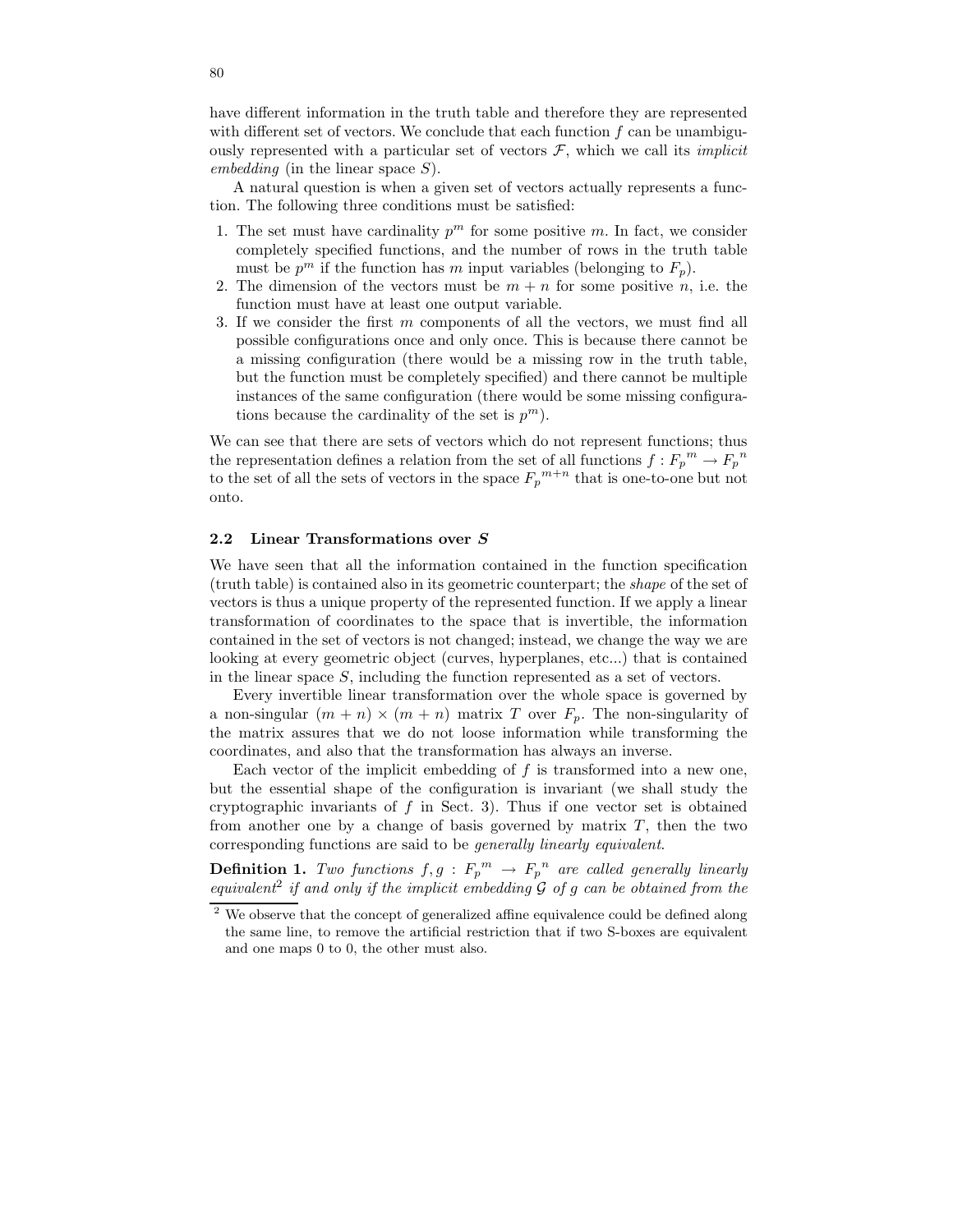have different information in the truth table and therefore they are represented with different set of vectors. We conclude that each function $f$ can be unambiguously represented with a particular set of vectors $\mathcal{F}$, which we call its *implicit embedding* (in the linear space $S$).

A natural question is when a given set of vectors actually represents a function. The following three conditions must be satisfied:

1. The set must have cardinality $p^m$ for some positive $m$. In fact, we consider completely specified functions, and the number of rows in the truth table must be $p^m$ if the function has $m$ input variables (belonging to $F_p$).
2. The dimension of the vectors must be $m + n$ for some positive $n$, i.e. the function must have at least one output variable.
3. If we consider the first $m$ components of all the vectors, we must find all possible configurations once and only once. This is because there cannot be a missing configuration (there would be a missing row in the truth table, but the function must be completely specified) and there cannot be multiple instances of the same configuration (there would be some missing configurations because the cardinality of the set is $p^m$).

We can see that there are sets of vectors which do not represent functions; thus the representation defines a relation from the set of all functions $f : {F_p}^m \to {F_p}^n$ to the set of all the sets of vectors in the space ${F_p}^{m+n}$ that is one-to-one but not onto.

### 2.2 Linear Transformations over *S*

We have seen that all the information contained in the function specification (truth table) is contained also in its geometric counterpart; the *shape* of the set of vectors is thus a unique property of the represented function. If we apply a linear transformation of coordinates to the space that is invertible, the information contained in the set of vectors is not changed; instead, we change the way we are looking at every geometric object (curves, hyperplanes, etc...) that is contained in the linear space $S$, including the function represented as a set of vectors.

Every invertible linear transformation over the whole space is governed by a non-singular $(m + n) \times (m + n)$ matrix $T$ over $F_p$. The non-singularity of the matrix assures that we do not loose information while transforming the coordinates, and also that the transformation has always an inverse.

Each vector of the implicit embedding of $f$ is transformed into a new one, but the essential shape of the configuration is invariant (we shall study the cryptographic invariants of $f$ in Sect. 3). Thus if one vector set is obtained from another one by a change of basis governed by matrix $T$, then the two corresponding functions are said to be *generally linearly equivalent*.

**Definition 1.** *Two functions $f, g : {F_p}^m \to {F_p}^n$ are called generally linearly equivalent*[2] *if and only if the implicit embedding $\mathcal{G}$ of $g$ can be obtained from the*

[2] We observe that the concept of generalized affine equivalence could be defined along the same line, to remove the artificial restriction that if two S-boxes are equivalent and one maps 0 to 0, the other must also.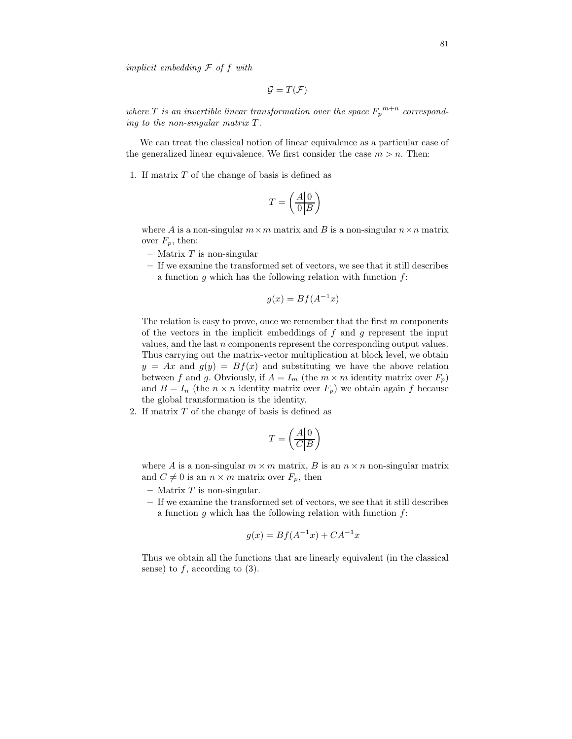*implicit embedding $\mathcal{F}$ of $f$ with*

$$\mathcal{G} = T(\mathcal{F})$$

*where $T$ is an invertible linear transformation over the space ${F_p}^{m+n}$ corresponding to the non-singular matrix $T$.*

We can treat the classical notion of linear equivalence as a particular case of the generalized linear equivalence. We first consider the case $m > n$. Then:

1. If matrix $T$ of the change of basis is defined as

   $$T = \left( \begin{array}{c|c} A & 0 \\ \hline 0 & B \end{array} \right)$$

   where $A$ is a non-singular $m \times m$ matrix and $B$ is a non-singular $n \times n$ matrix over $F_p$, then:
   - Matrix $T$ is non-singular
   - If we examine the transformed set of vectors, we see that it still describes a function $g$ which has the following relation with function $f$:

   $$g(x) = Bf(A^{-1}x)$$

   The relation is easy to prove, once we remember that the first $m$ components of the vectors in the implicit embeddings of $f$ and $g$ represent the input values, and the last $n$ components represent the corresponding output values. Thus carrying out the matrix-vector multiplication at block level, we obtain $y = Ax$ and $g(y) = Bf(x)$ and substituting we have the above relation between $f$ and $g$. Obviously, if $A = I_m$ (the $m \times m$ identity matrix over $F_p$) and $B = I_n$ (the $n \times n$ identity matrix over $F_p$) we obtain again $f$ because the global transformation is the identity.
2. If matrix $T$ of the change of basis is defined as

   $$T = \left( \begin{array}{c|c} A & 0 \\ \hline C & B \end{array} \right)$$

   where $A$ is a non-singular $m \times m$ matrix, $B$ is an $n \times n$ non-singular matrix and $C \neq 0$ is an $n \times m$ matrix over $F_p$, then
   - Matrix $T$ is non-singular.
   - If we examine the transformed set of vectors, we see that it still describes a function $g$ which has the following relation with function $f$:

   $$g(x) = Bf(A^{-1}x) + CA^{-1}x$$

   Thus we obtain all the functions that are linearly equivalent (in the classical sense) to $f$, according to (3).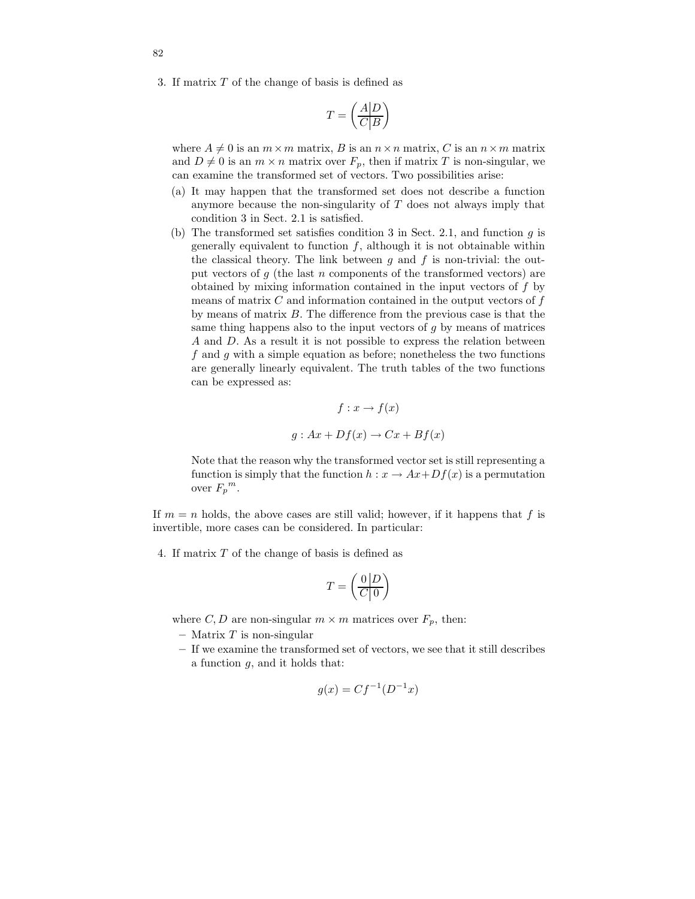3. If matrix $T$ of the change of basis is defined as

$$T = \left(\begin{array}{c|c} A & D \\ \hline C & B \end{array}\right)$$

where $A \neq 0$ is an $m \times m$ matrix, $B$ is an $n \times n$ matrix, $C$ is an $n \times m$ matrix and $D \neq 0$ is an $m \times n$ matrix over $F_p$, then if matrix $T$ is non-singular, we can examine the transformed set of vectors. Two possibilities arise:

   (a) It may happen that the transformed set does not describe a function anymore because the non-singularity of $T$ does not always imply that condition 3 in Sect. 2.1 is satisfied.

   (b) The transformed set satisfies condition 3 in Sect. 2.1, and function $g$ is generally equivalent to function $f$, although it is not obtainable within the classical theory. The link between $g$ and $f$ is non-trivial: the output vectors of $g$ (the last $n$ components of the transformed vectors) are obtained by mixing information contained in the input vectors of $f$ by means of matrix $C$ and information contained in the output vectors of $f$ by means of matrix $B$. The difference from the previous case is that the same thing happens also to the input vectors of $g$ by means of matrices $A$ and $D$. As a result it is not possible to express the relation between $f$ and $g$ with a simple equation as before; nonetheless the two functions are generally linearly equivalent. The truth tables of the two functions can be expressed as:

$$f : x \to f(x)$$

$$g : Ax + Df(x) \to Cx + Bf(x)$$

   Note that the reason why the transformed vector set is still representing a function is simply that the function $h : x \to Ax + Df(x)$ is a permutation over ${F_p}^m$.

If $m = n$ holds, the above cases are still valid; however, if it happens that $f$ is invertible, more cases can be considered. In particular:

4. If matrix $T$ of the change of basis is defined as

$$T = \left(\begin{array}{c|c} 0 & D \\ \hline C & 0 \end{array}\right)$$

where $C, D$ are non-singular $m \times m$ matrices over $F_p$, then:

   – Matrix $T$ is non-singular
   – If we examine the transformed set of vectors, we see that it still describes a function $g$, and it holds that:

$$g(x) = Cf^{-1}(D^{-1}x)$$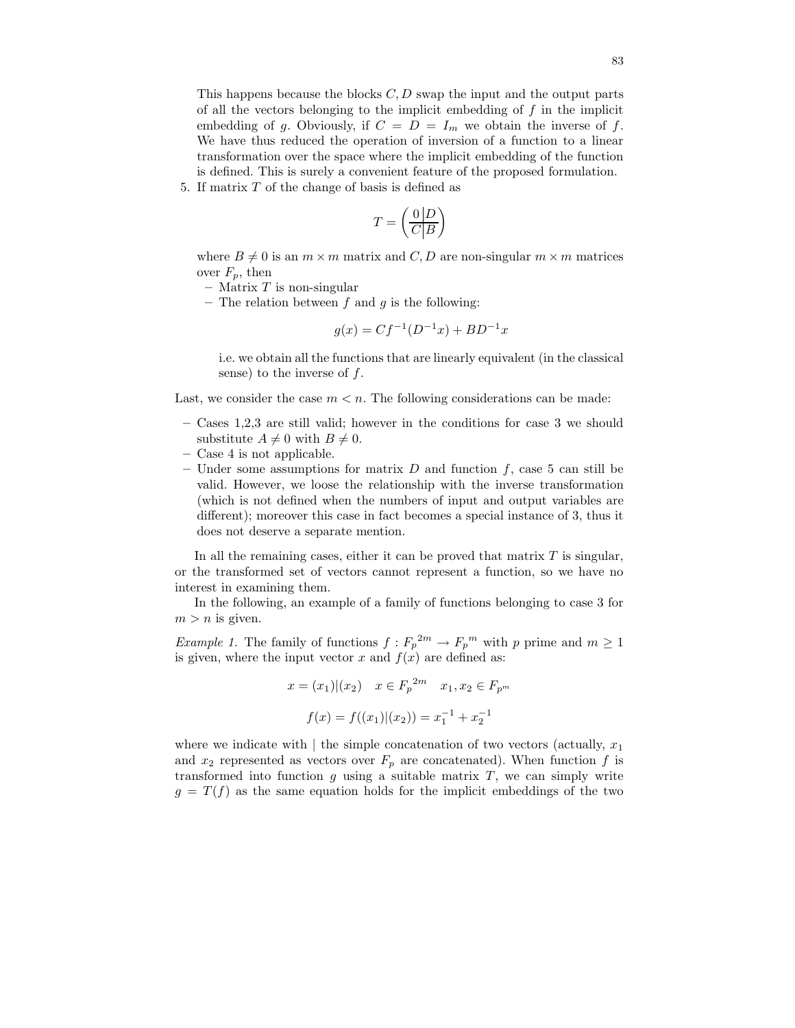This happens because the blocks $C, D$ swap the input and the output parts of all the vectors belonging to the implicit embedding of $f$ in the implicit embedding of $g$. Obviously, if $C = D = I_m$ we obtain the inverse of $f$. We have thus reduced the operation of inversion of a function to a linear transformation over the space where the implicit embedding of the function is defined. This is surely a convenient feature of the proposed formulation.

5. If matrix $T$ of the change of basis is defined as

$$T = \left( \begin{array}{c|c} 0 & D \\ \hline C & B \end{array} \right)$$

where $B \neq 0$ is an $m \times m$ matrix and $C, D$ are non-singular $m \times m$ matrices over $F_p$, then
   - Matrix $T$ is non-singular
   - The relation between $f$ and $g$ is the following:

$$g(x) = Cf^{-1}(D^{-1}x) + BD^{-1}x$$

   i.e. we obtain all the functions that are linearly equivalent (in the classical sense) to the inverse of $f$.

Last, we consider the case $m < n$. The following considerations can be made:

- Cases 1,2,3 are still valid; however in the conditions for case 3 we should substitute $A \neq 0$ with $B \neq 0$.
- Case 4 is not applicable.
- Under some assumptions for matrix $D$ and function $f$, case 5 can still be valid. However, we loose the relationship with the inverse transformation (which is not defined when the numbers of input and output variables are different); moreover this case in fact becomes a special instance of 3, thus it does not deserve a separate mention.

In all the remaining cases, either it can be proved that matrix $T$ is singular, or the transformed set of vectors cannot represent a function, so we have no interest in examining them.

In the following, an example of a family of functions belonging to case 3 for $m > n$ is given.

*Example 1.* The family of functions $f : {F_p}^{2m} \rightarrow {F_p}^m$ with $p$ prime and $m \geq 1$ is given, where the input vector $x$ and $f(x)$ are defined as:

$$x = (x_1)|(x_2) \quad x \in {F_p}^{2m} \quad x_1, x_2 \in F_{p^m}$$

$$f(x) = f((x_1)|(x_2)) = x_1^{-1} + x_2^{-1}$$

where we indicate with | the simple concatenation of two vectors (actually, $x_1$ and $x_2$ represented as vectors over $F_p$ are concatenated). When function $f$ is transformed into function $g$ using a suitable matrix $T$, we can simply write $g = T(f)$ as the same equation holds for the implicit embeddings of the two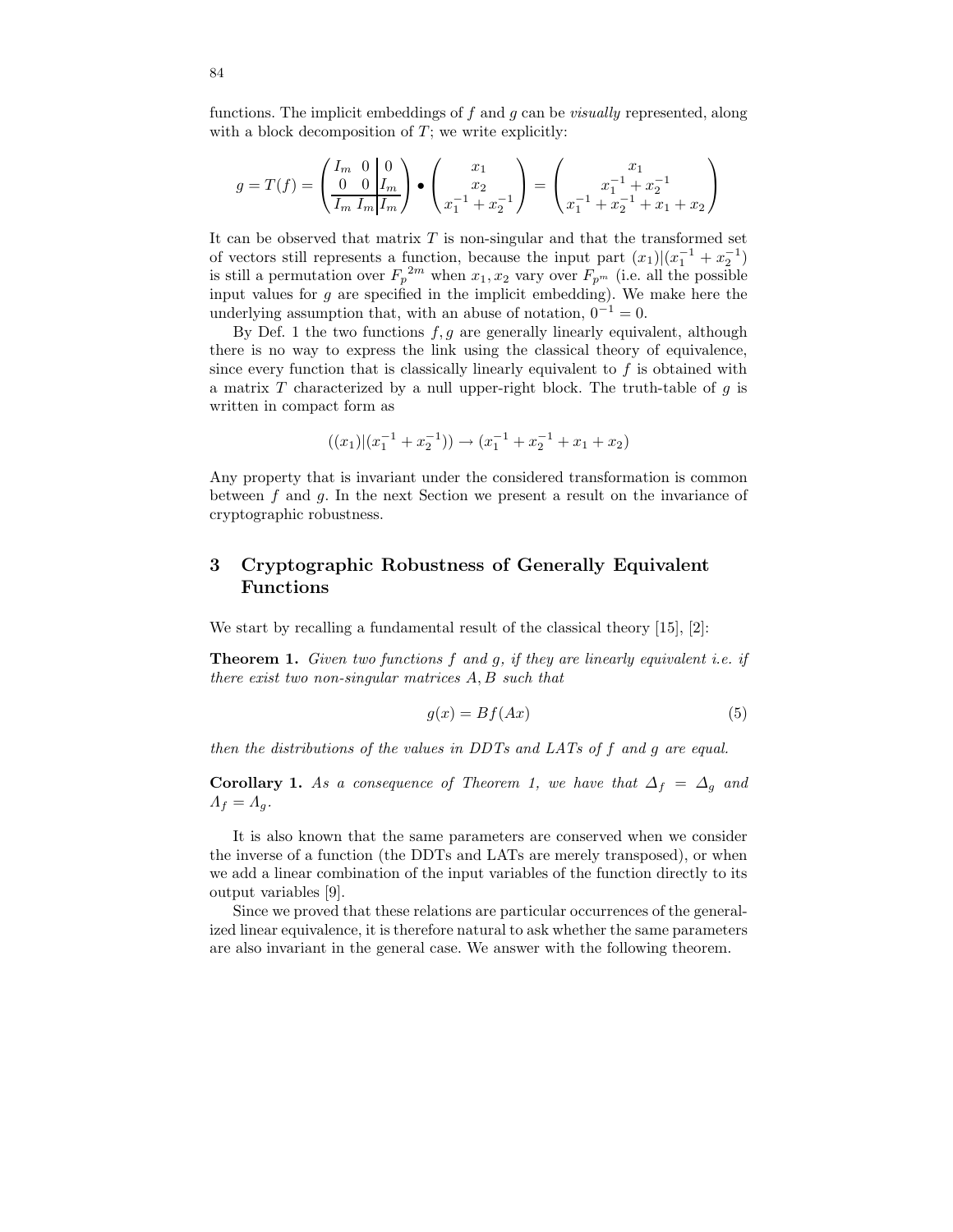functions. The implicit embeddings of $f$ and $g$ can be *visually* represented, along with a block decomposition of $T$; we write explicitly:

$$g = T(f) = \left(\begin{array}{cc|c} I_m & 0 & 0 \\ 0 & 0 & I_m \\ \hline I_m & I_m & I_m \end{array}\right) \bullet \begin{pmatrix} x_1 \\ x_2 \\ x_1^{-1} + x_2^{-1} \end{pmatrix} = \begin{pmatrix} x_1 \\ x_1^{-1} + x_2^{-1} \\ x_1^{-1} + x_2^{-1} + x_1 + x_2 \end{pmatrix}$$

It can be observed that matrix $T$ is non-singular and that the transformed set of vectors still represents a function, because the input part $(x_1)|(x_1^{-1} + x_2^{-1})$ is still a permutation over ${F_p}^{2m}$ when $x_1, x_2$ vary over $F_{p^m}$ (i.e. all the possible input values for $g$ are specified in the implicit embedding). We make here the underlying assumption that, with an abuse of notation, $0^{-1} = 0$.

By Def. 1 the two functions $f, g$ are generally linearly equivalent, although there is no way to express the link using the classical theory of equivalence, since every function that is classically linearly equivalent to $f$ is obtained with a matrix $T$ characterized by a null upper-right block. The truth-table of $g$ is written in compact form as

$$((x_1)|(x_1^{-1} + x_2^{-1})) \rightarrow (x_1^{-1} + x_2^{-1} + x_1 + x_2)$$

Any property that is invariant under the considered transformation is common between $f$ and $g$. In the next Section we present a result on the invariance of cryptographic robustness.

## 3 Cryptographic Robustness of Generally Equivalent Functions

We start by recalling a fundamental result of the classical theory [15], [2]:

**Theorem 1.** *Given two functions $f$ and $g$, if they are linearly equivalent i.e. if there exist two non-singular matrices $A, B$ such that*

$$g(x) = Bf(Ax) \tag{5}$$

*then the distributions of the values in DDTs and LATs of $f$ and $g$ are equal.*

**Corollary 1.** *As a consequence of Theorem 1, we have that $\Delta_f = \Delta_g$ and $\Lambda_f = \Lambda_g$.*

It is also known that the same parameters are conserved when we consider the inverse of a function (the DDTs and LATs are merely transposed), or when we add a linear combination of the input variables of the function directly to its output variables [9].

Since we proved that these relations are particular occurrences of the generalized linear equivalence, it is therefore natural to ask whether the same parameters are also invariant in the general case. We answer with the following theorem.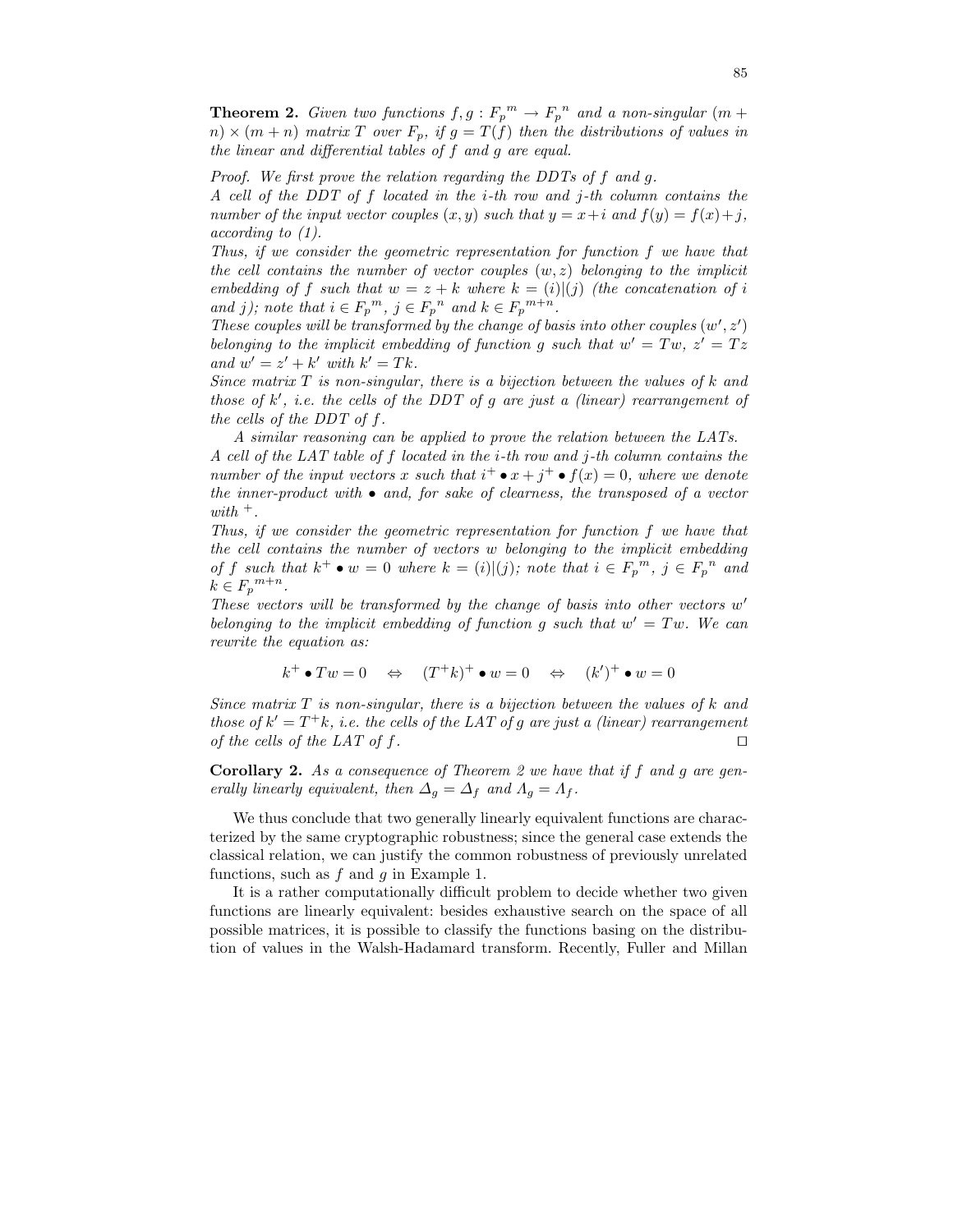**Theorem 2.** *Given two functions $f, g : {F_p}^m \to {F_p}^n$ and a non-singular $(m + n) \times (m + n)$ matrix $T$ over $F_p$, if $g = T(f)$ then the distributions of values in the linear and differential tables of $f$ and $g$ are equal.*

*Proof. We first prove the relation regarding the DDTs of $f$ and $g$.*
*A cell of the DDT of $f$ located in the $i$-th row and $j$-th column contains the number of the input vector couples $(x, y)$ such that $y = x + i$ and $f(y) = f(x) + j$, according to (1).*
*Thus, if we consider the geometric representation for function $f$ we have that the cell contains the number of vector couples $(w, z)$ belonging to the implicit embedding of $f$ such that $w = z + k$ where $k = (i)|(j)$ (the concatenation of $i$ and $j$); note that $i \in {F_p}^m$, $j \in {F_p}^n$ and $k \in {F_p}^{m+n}$.*
*These couples will be transformed by the change of basis into other couples $(w', z')$ belonging to the implicit embedding of function $g$ such that $w' = Tw$, $z' = Tz$ and $w' = z' + k'$ with $k' = Tk$.*
*Since matrix $T$ is non-singular, there is a bijection between the values of $k$ and those of $k'$, i.e. the cells of the DDT of $g$ are just a (linear) rearrangement of the cells of the DDT of $f$.*

*A similar reasoning can be applied to prove the relation between the LATs.*
*A cell of the LAT table of $f$ located in the $i$-th row and $j$-th column contains the number of the input vectors $x$ such that $i^+ \bullet x + j^+ \bullet f(x) = 0$, where we denote the inner-product with $\bullet$ and, for sake of clearness, the transposed of a vector with $^+$.*
*Thus, if we consider the geometric representation for function $f$ we have that the cell contains the number of vectors $w$ belonging to the implicit embedding of $f$ such that $k^+ \bullet w = 0$ where $k = (i)|(j)$; note that $i \in {F_p}^m$, $j \in {F_p}^n$ and $k \in {F_p}^{m+n}$.*
*These vectors will be transformed by the change of basis into other vectors $w'$ belonging to the implicit embedding of function $g$ such that $w' = Tw$. We can rewrite the equation as:*

$$k^+ \bullet Tw = 0 \quad \Leftrightarrow \quad (T^+k)^+ \bullet w = 0 \quad \Leftrightarrow \quad (k')^+ \bullet w = 0$$

*Since matrix $T$ is non-singular, there is a bijection between the values of $k$ and those of $k' = T^+k$, i.e. the cells of the LAT of $g$ are just a (linear) rearrangement of the cells of the LAT of $f$.* □

**Corollary 2.** *As a consequence of Theorem 2 we have that if $f$ and $g$ are generally linearly equivalent, then $\Delta_g = \Delta_f$ and $\Lambda_g = \Lambda_f$.*

We thus conclude that two generally linearly equivalent functions are characterized by the same cryptographic robustness; since the general case extends the classical relation, we can justify the common robustness of previously unrelated functions, such as $f$ and $g$ in Example 1.

It is a rather computationally difficult problem to decide whether two given functions are linearly equivalent: besides exhaustive search on the space of all possible matrices, it is possible to classify the functions basing on the distribution of values in the Walsh-Hadamard transform. Recently, Fuller and Millan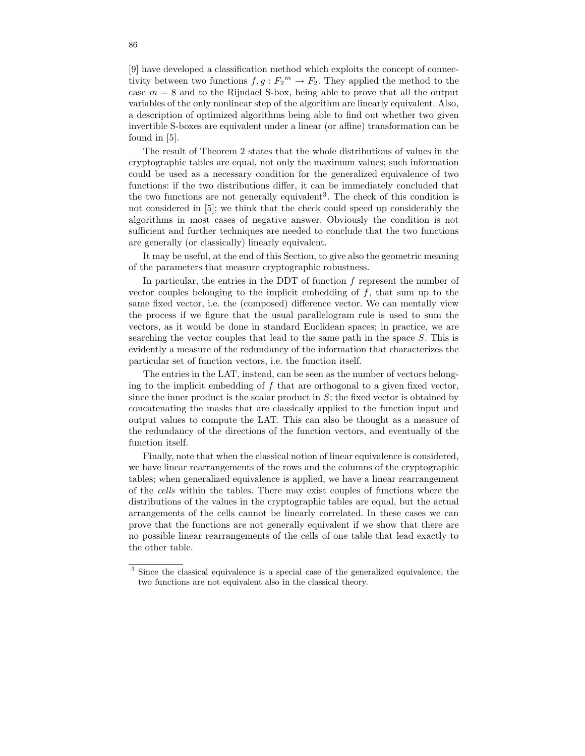[9] have developed a classification method which exploits the concept of connectivity between two functions $f, g : {F_2}^m \rightarrow F_2$. They applied the method to the case $m = 8$ and to the Rijndael S-box, being able to prove that all the output variables of the only nonlinear step of the algorithm are linearly equivalent. Also, a description of optimized algorithms being able to find out whether two given invertible S-boxes are equivalent under a linear (or affine) transformation can be found in [5].

The result of Theorem 2 states that the whole distributions of values in the cryptographic tables are equal, not only the maximum values; such information could be used as a necessary condition for the generalized equivalence of two functions: if the two distributions differ, it can be immediately concluded that the two functions are not generally equivalent[3]. The check of this condition is not considered in [5]; we think that the check could speed up considerably the algorithms in most cases of negative answer. Obviously the condition is not sufficient and further techniques are needed to conclude that the two functions are generally (or classically) linearly equivalent.

It may be useful, at the end of this Section, to give also the geometric meaning of the parameters that measure cryptographic robustness.

In particular, the entries in the DDT of function $f$ represent the number of vector couples belonging to the implicit embedding of $f$, that sum up to the same fixed vector, i.e. the (composed) difference vector. We can mentally view the process if we figure that the usual parallelogram rule is used to sum the vectors, as it would be done in standard Euclidean spaces; in practice, we are searching the vector couples that lead to the same path in the space $S$. This is evidently a measure of the redundancy of the information that characterizes the particular set of function vectors, i.e. the function itself.

The entries in the LAT, instead, can be seen as the number of vectors belonging to the implicit embedding of $f$ that are orthogonal to a given fixed vector, since the inner product is the scalar product in $S$; the fixed vector is obtained by concatenating the masks that are classically applied to the function input and output values to compute the LAT. This can also be thought as a measure of the redundancy of the directions of the function vectors, and eventually of the function itself.

Finally, note that when the classical notion of linear equivalence is considered, we have linear rearrangements of the rows and the columns of the cryptographic tables; when generalized equivalence is applied, we have a linear rearrangement of the *cells* within the tables. There may exist couples of functions where the distributions of the values in the cryptographic tables are equal, but the actual arrangements of the cells cannot be linearly correlated. In these cases we can prove that the functions are not generally equivalent if we show that there are no possible linear rearrangements of the cells of one table that lead exactly to the other table.

[3] Since the classical equivalence is a special case of the generalized equivalence, the two functions are not equivalent also in the classical theory.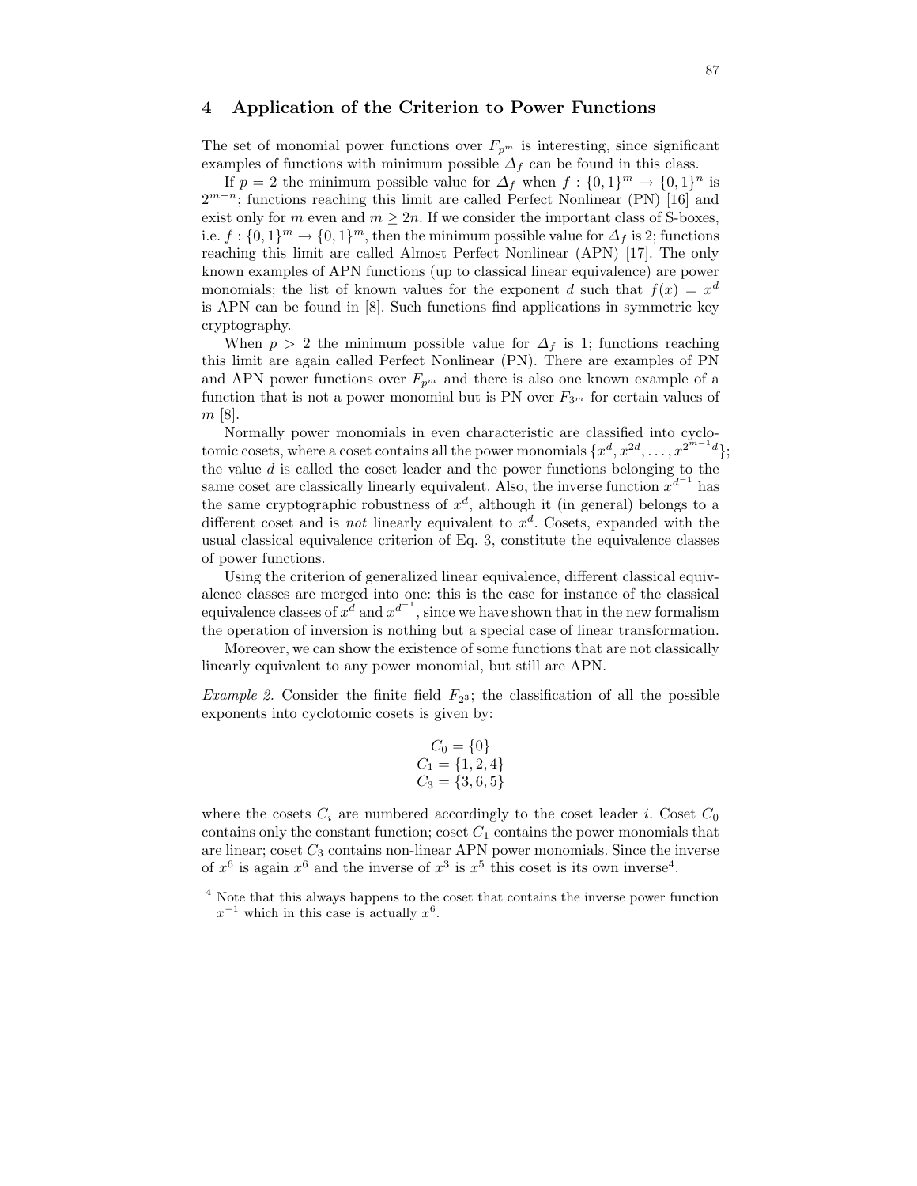## 4 Application of the Criterion to Power Functions

The set of monomial power functions over $F_{p^m}$ is interesting, since significant examples of functions with minimum possible $\Delta_f$ can be found in this class.

If $p = 2$ the minimum possible value for $\Delta_f$ when $f : \{0,1\}^m \rightarrow \{0,1\}^n$ is $2^{m-n}$; functions reaching this limit are called Perfect Nonlinear (PN) [16] and exist only for $m$ even and $m \geq 2n$. If we consider the important class of S-boxes, i.e. $f : \{0,1\}^m \rightarrow \{0,1\}^m$, then the minimum possible value for $\Delta_f$ is 2; functions reaching this limit are called Almost Perfect Nonlinear (APN) [17]. The only known examples of APN functions (up to classical linear equivalence) are power monomials; the list of known values for the exponent $d$ such that $f(x) = x^d$ is APN can be found in [8]. Such functions find applications in symmetric key cryptography.

When $p > 2$ the minimum possible value for $\Delta_f$ is 1; functions reaching this limit are again called Perfect Nonlinear (PN). There are examples of PN and APN power functions over $F_{p^m}$ and there is also one known example of a function that is not a power monomial but is PN over $F_{3^m}$ for certain values of $m$ [8].

Normally power monomials in even characteristic are classified into cyclotomic cosets, where a coset contains all the power monomials $\{x^d, x^{2d}, \ldots, x^{2^{m-1}d}\}$; the value $d$ is called the coset leader and the power functions belonging to the same coset are classically linearly equivalent. Also, the inverse function $x^{d^{-1}}$ has the same cryptographic robustness of $x^d$, although it (in general) belongs to a different coset and is *not* linearly equivalent to $x^d$. Cosets, expanded with the usual classical equivalence criterion of Eq. 3, constitute the equivalence classes of power functions.

Using the criterion of generalized linear equivalence, different classical equivalence classes are merged into one: this is the case for instance of the classical equivalence classes of $x^d$ and $x^{d^{-1}}$, since we have shown that in the new formalism the operation of inversion is nothing but a special case of linear transformation.

Moreover, we can show the existence of some functions that are not classically linearly equivalent to any power monomial, but still are APN.

*Example 2.* Consider the finite field $F_{2^3}$; the classification of all the possible exponents into cyclotomic cosets is given by:

$$C_0 = \{0\}$$
$$C_1 = \{1, 2, 4\}$$
$$C_3 = \{3, 6, 5\}$$

where the cosets $C_i$ are numbered accordingly to the coset leader $i$. Coset $C_0$ contains only the constant function; coset $C_1$ contains the power monomials that are linear; coset $C_3$ contains non-linear APN power monomials. Since the inverse of $x^6$ is again $x^6$ and the inverse of $x^3$ is $x^5$ this coset is its own inverse[4].

---

[4] Note that this always happens to the coset that contains the inverse power function $x^{-1}$ which in this case is actually $x^6$.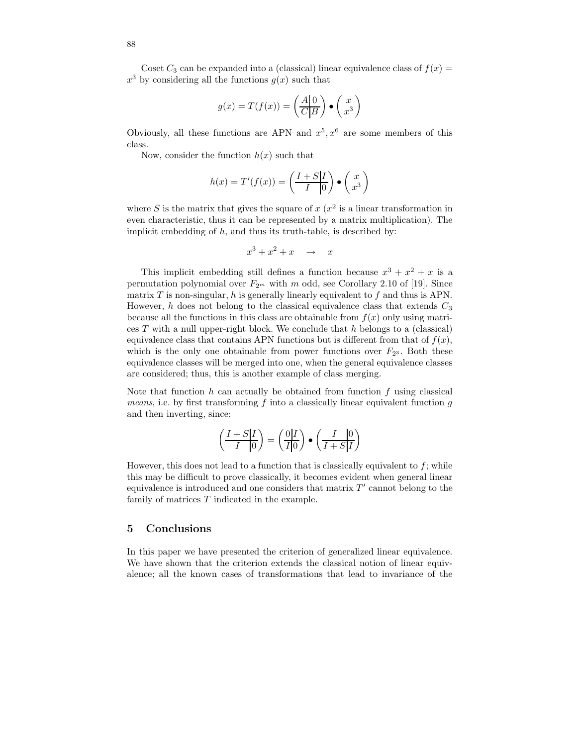Coset $C_3$ can be expanded into a (classical) linear equivalence class of $f(x) = x^3$ by considering all the functions $g(x)$ such that

$$g(x) = T(f(x)) = \left(\begin{array}{c|c} A & 0 \\ \hline C & B \end{array}\right) \bullet \begin{pmatrix} x \\ x^3 \end{pmatrix}$$

Obviously, all these functions are APN and $x^5, x^6$ are some members of this class.

Now, consider the function $h(x)$ such that

$$h(x) = T'(f(x)) = \left(\begin{array}{c|c} I+S & I \\ \hline I & 0 \end{array}\right) \bullet \begin{pmatrix} x \\ x^3 \end{pmatrix}$$

where $S$ is the matrix that gives the square of $x$ ($x^2$ is a linear transformation in even characteristic, thus it can be represented by a matrix multiplication). The implicit embedding of $h$, and thus its truth-table, is described by:

$$x^3 + x^2 + x \quad \rightarrow \quad x$$

This implicit embedding still defines a function because $x^3 + x^2 + x$ is a permutation polynomial over $F_{2^m}$ with $m$ odd, see Corollary 2.10 of [19]. Since matrix $T$ is non-singular, $h$ is generally linearly equivalent to $f$ and thus is APN. However, $h$ does not belong to the classical equivalence class that extends $C_3$ because all the functions in this class are obtainable from $f(x)$ only using matrices $T$ with a null upper-right block. We conclude that $h$ belongs to a (classical) equivalence class that contains APN functions but is different from that of $f(x)$, which is the only one obtainable from power functions over $F_{2^3}$. Both these equivalence classes will be merged into one, when the general equivalence classes are considered; thus, this is another example of class merging.

Note that function $h$ can actually be obtained from function $f$ using classical *means*, i.e. by first transforming $f$ into a classically linear equivalent function $g$ and then inverting, since:

$$\left(\begin{array}{c|c} I+S & I \\ \hline I & 0 \end{array}\right) = \left(\begin{array}{c|c} 0 & I \\ \hline I & 0 \end{array}\right) \bullet \left(\begin{array}{c|c} I & 0 \\ \hline I+S & I \end{array}\right)$$

However, this does not lead to a function that is classically equivalent to $f$; while this may be difficult to prove classically, it becomes evident when general linear equivalence is introduced and one considers that matrix $T'$ cannot belong to the family of matrices $T$ indicated in the example.

## 5 Conclusions

In this paper we have presented the criterion of generalized linear equivalence. We have shown that the criterion extends the classical notion of linear equivalence; all the known cases of transformations that lead to invariance of the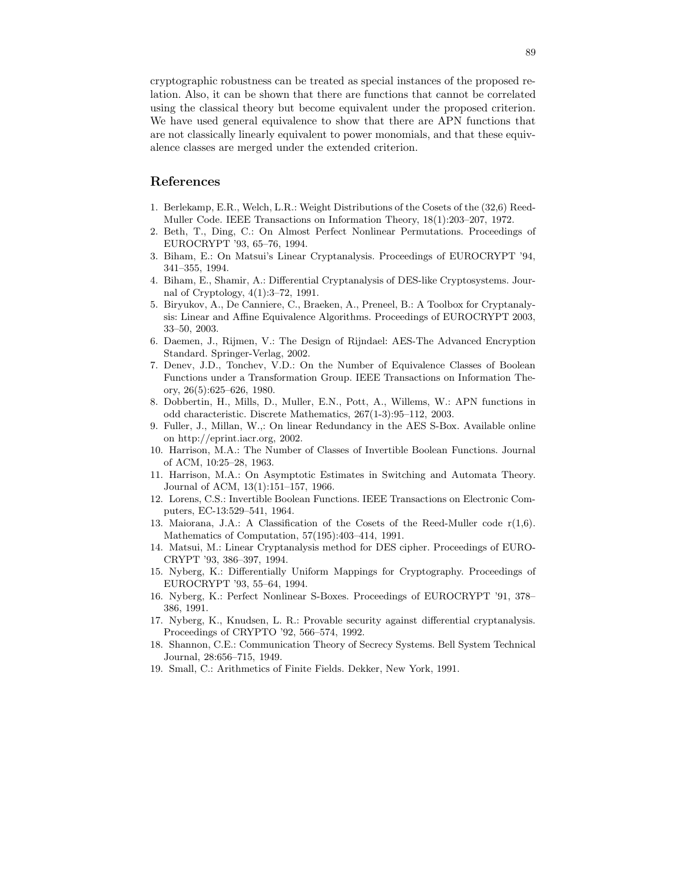cryptographic robustness can be treated as special instances of the proposed relation. Also, it can be shown that there are functions that cannot be correlated using the classical theory but become equivalent under the proposed criterion. We have used general equivalence to show that there are APN functions that are not classically linearly equivalent to power monomials, and that these equivalence classes are merged under the extended criterion.

## References

1. Berlekamp, E.R., Welch, L.R.: Weight Distributions of the Cosets of the (32,6) Reed-Muller Code. IEEE Transactions on Information Theory, 18(1):203–207, 1972.
2. Beth, T., Ding, C.: On Almost Perfect Nonlinear Permutations. Proceedings of EUROCRYPT '93, 65–76, 1994.
3. Biham, E.: On Matsui's Linear Cryptanalysis. Proceedings of EUROCRYPT '94, 341–355, 1994.
4. Biham, E., Shamir, A.: Differential Cryptanalysis of DES-like Cryptosystems. Journal of Cryptology, 4(1):3–72, 1991.
5. Biryukov, A., De Canniere, C., Braeken, A., Preneel, B.: A Toolbox for Cryptanalysis: Linear and Affine Equivalence Algorithms. Proceedings of EUROCRYPT 2003, 33–50, 2003.
6. Daemen, J., Rijmen, V.: The Design of Rijndael: AES-The Advanced Encryption Standard. Springer-Verlag, 2002.
7. Denev, J.D., Tonchev, V.D.: On the Number of Equivalence Classes of Boolean Functions under a Transformation Group. IEEE Transactions on Information Theory, 26(5):625–626, 1980.
8. Dobbertin, H., Mills, D., Muller, E.N., Pott, A., Willems, W.: APN functions in odd characteristic. Discrete Mathematics, 267(1-3):95–112, 2003.
9. Fuller, J., Millan, W.,: On linear Redundancy in the AES S-Box. Available online on http://eprint.iacr.org, 2002.
10. Harrison, M.A.: The Number of Classes of Invertible Boolean Functions. Journal of ACM, 10:25–28, 1963.
11. Harrison, M.A.: On Asymptotic Estimates in Switching and Automata Theory. Journal of ACM, 13(1):151–157, 1966.
12. Lorens, C.S.: Invertible Boolean Functions. IEEE Transactions on Electronic Computers, EC-13:529–541, 1964.
13. Maiorana, J.A.: A Classification of the Cosets of the Reed-Muller code r(1,6). Mathematics of Computation, 57(195):403–414, 1991.
14. Matsui, M.: Linear Cryptanalysis method for DES cipher. Proceedings of EUROCRYPT '93, 386–397, 1994.
15. Nyberg, K.: Differentially Uniform Mappings for Cryptography. Proceedings of EUROCRYPT '93, 55–64, 1994.
16. Nyberg, K.: Perfect Nonlinear S-Boxes. Proceedings of EUROCRYPT '91, 378–386, 1991.
17. Nyberg, K., Knudsen, L. R.: Provable security against differential cryptanalysis. Proceedings of CRYPTO '92, 566–574, 1992.
18. Shannon, C.E.: Communication Theory of Secrecy Systems. Bell System Technical Journal, 28:656–715, 1949.
19. Small, C.: Arithmetics of Finite Fields. Dekker, New York, 1991.